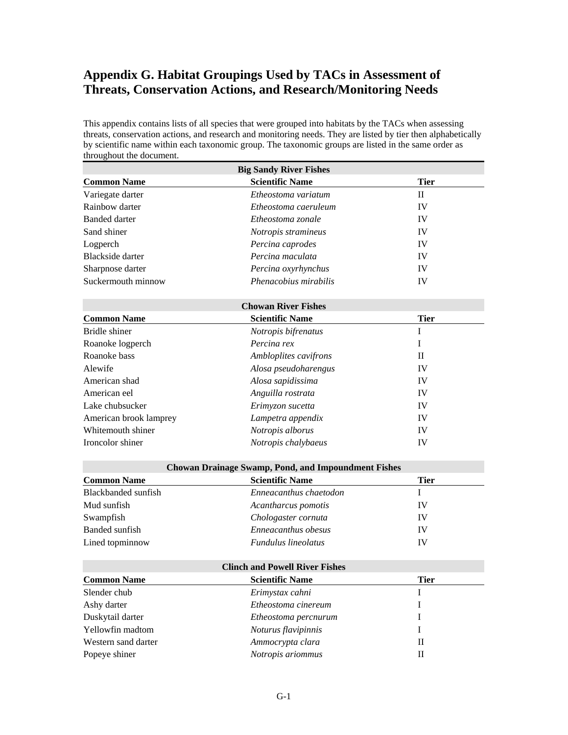# Appendix G. Habitat Groupings Used by TACs in Assessment of Threats, Conservation Actions, and Research/Monitoring Needs

This appendix contains lists of all species that were grouped into habitats by the TACs when assessing threats, conservation actions, and research and monitoring needs. They are listed by tier then alphabetically by scientific name within each taxonomic group. The taxonomic groups are listed in the same order as throughout the document.

**Big Sandy River Fishes**

| Common Name | Scientific Name | Tier |
|---|---|---|
| Variegate darter | *Etheostoma variatum* | II |
| Rainbow darter | *Etheostoma caeruleum* | IV |
| Banded darter | *Etheostoma zonale* | IV |
| Sand shiner | *Notropis stramineus* | IV |
| Logperch | *Percina caprodes* | IV |
| Blackside darter | *Percina maculata* | IV |
| Sharpnose darter | *Percina oxyrhynchus* | IV |
| Suckermouth minnow | *Phenacobius mirabilis* | IV |

**Chowan River Fishes**

| Common Name | Scientific Name | Tier |
|---|---|---|
| Bridle shiner | *Notropis bifrenatus* | I |
| Roanoke logperch | *Percina rex* | I |
| Roanoke bass | *Ambloplites cavifrons* | II |
| Alewife | *Alosa pseudoharengus* | IV |
| American shad | *Alosa sapidissima* | IV |
| American eel | *Anguilla rostrata* | IV |
| Lake chubsucker | *Erimyzon sucetta* | IV |
| American brook lamprey | *Lampetra appendix* | IV |
| Whitemouth shiner | *Notropis alborus* | IV |
| Ironcolor shiner | *Notropis chalybaeus* | IV |

**Chowan Drainage Swamp, Pond, and Impoundment Fishes**

| Common Name | Scientific Name | Tier |
|---|---|---|
| Blackbanded sunfish | *Enneacanthus chaetodon* | I |
| Mud sunfish | *Acantharcus pomotis* | IV |
| Swampfish | *Chologaster cornuta* | IV |
| Banded sunfish | *Enneacanthus obesus* | IV |
| Lined topminnow | *Fundulus lineolatus* | IV |

**Clinch and Powell River Fishes**

| Common Name | Scientific Name | Tier |
|---|---|---|
| Slender chub | *Erimystax cahni* | I |
| Ashy darter | *Etheostoma cinereum* | I |
| Duskytail darter | *Etheostoma percnurum* | I |
| Yellowfin madtom | *Noturus flavipinnis* | I |
| Western sand darter | *Ammocrypta clara* | II |
| Popeye shiner | *Notropis ariommus* | II |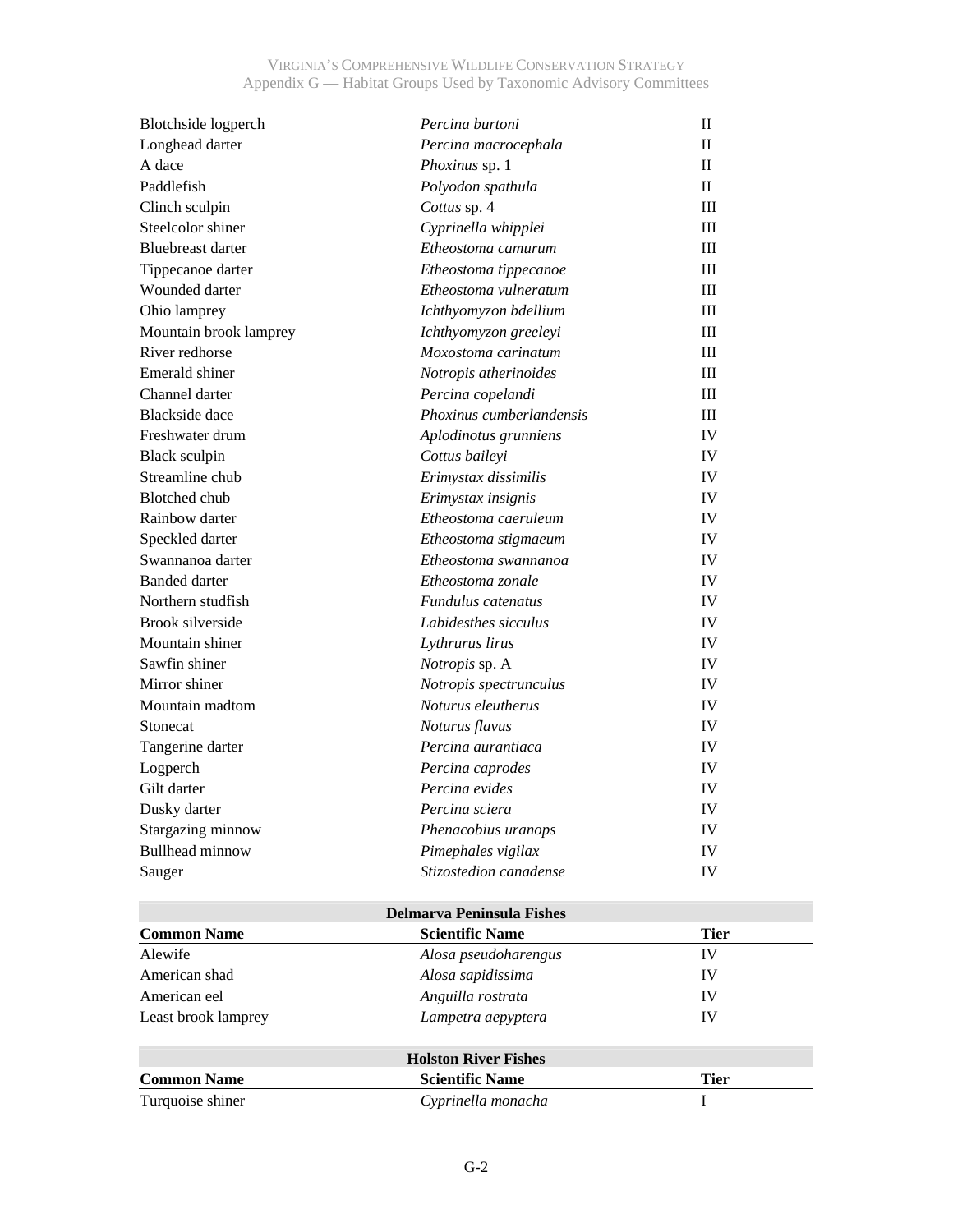| Common Name | Scientific Name | Tier |
|---|---|---|
| Blotchside logperch | *Percina burtoni* | II |
| Longhead darter | *Percina macrocephala* | II |
| A dace | *Phoxinus* sp. 1 | II |
| Paddlefish | *Polyodon spathula* | II |
| Clinch sculpin | *Cottus* sp. 4 | III |
| Steelcolor shiner | *Cyprinella whipplei* | III |
| Bluebreast darter | *Etheostoma camurum* | III |
| Tippecanoe darter | *Etheostoma tippecanoe* | III |
| Wounded darter | *Etheostoma vulneratum* | III |
| Ohio lamprey | *Ichthyomyzon bdellium* | III |
| Mountain brook lamprey | *Ichthyomyzon greeleyi* | III |
| River redhorse | *Moxostoma carinatum* | III |
| Emerald shiner | *Notropis atherinoides* | III |
| Channel darter | *Percina copelandi* | III |
| Blackside dace | *Phoxinus cumberlandensis* | III |
| Freshwater drum | *Aplodinotus grunniens* | IV |
| Black sculpin | *Cottus baileyi* | IV |
| Streamline chub | *Erimystax dissimilis* | IV |
| Blotched chub | *Erimystax insignis* | IV |
| Rainbow darter | *Etheostoma caeruleum* | IV |
| Speckled darter | *Etheostoma stigmaeum* | IV |
| Swannanoa darter | *Etheostoma swannanoa* | IV |
| Banded darter | *Etheostoma zonale* | IV |
| Northern studfish | *Fundulus catenatus* | IV |
| Brook silverside | *Labidesthes sicculus* | IV |
| Mountain shiner | *Lythrurus lirus* | IV |
| Sawfin shiner | *Notropis* sp. A | IV |
| Mirror shiner | *Notropis spectrunculus* | IV |
| Mountain madtom | *Noturus eleutherus* | IV |
| Stonecat | *Noturus flavus* | IV |
| Tangerine darter | *Percina aurantiaca* | IV |
| Logperch | *Percina caprodes* | IV |
| Gilt darter | *Percina evides* | IV |
| Dusky darter | *Percina sciera* | IV |
| Stargazing minnow | *Phenacobius uranops* | IV |
| Bullhead minnow | *Pimephales vigilax* | IV |
| Sauger | *Stizostedion canadense* | IV |

| Delmarva Peninsula Fishes | | |
|---|---|---|
| **Common Name** | **Scientific Name** | **Tier** |
| Alewife | *Alosa pseudoharengus* | IV |
| American shad | *Alosa sapidissima* | IV |
| American eel | *Anguilla rostrata* | IV |
| Least brook lamprey | *Lampetra aepyptera* | IV |

| Holston River Fishes | | |
|---|---|---|
| **Common Name** | **Scientific Name** | **Tier** |
| Turquoise shiner | *Cyprinella monacha* | I |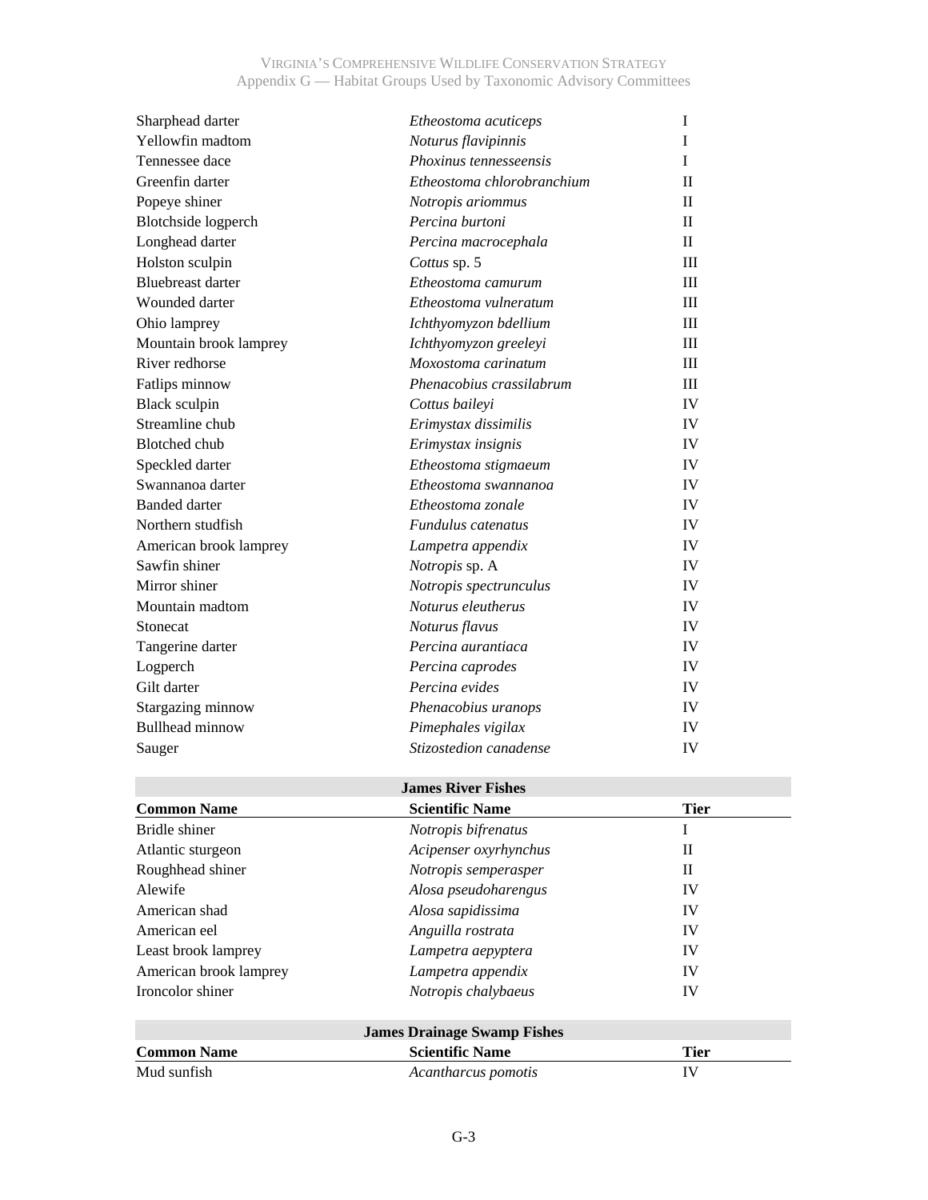| Common Name | Scientific Name | Tier |
|---|---|---|
| Sharphead darter | *Etheostoma acuticeps* | I |
| Yellowfin madtom | *Noturus flavipinnis* | I |
| Tennessee dace | *Phoxinus tennesseensis* | I |
| Greenfin darter | *Etheostoma chlorobranchium* | II |
| Popeye shiner | *Notropis ariommus* | II |
| Blotchside logperch | *Percina burtoni* | II |
| Longhead darter | *Percina macrocephala* | II |
| Holston sculpin | *Cottus* sp. 5 | III |
| Bluebreast darter | *Etheostoma camurum* | III |
| Wounded darter | *Etheostoma vulneratum* | III |
| Ohio lamprey | *Ichthyomyzon bdellium* | III |
| Mountain brook lamprey | *Ichthyomyzon greeleyi* | III |
| River redhorse | *Moxostoma carinatum* | III |
| Fatlips minnow | *Phenacobius crassilabrum* | III |
| Black sculpin | *Cottus baileyi* | IV |
| Streamline chub | *Erimystax dissimilis* | IV |
| Blotched chub | *Erimystax insignis* | IV |
| Speckled darter | *Etheostoma stigmaeum* | IV |
| Swannanoa darter | *Etheostoma swannanoa* | IV |
| Banded darter | *Etheostoma zonale* | IV |
| Northern studfish | *Fundulus catenatus* | IV |
| American brook lamprey | *Lampetra appendix* | IV |
| Sawfin shiner | *Notropis* sp. A | IV |
| Mirror shiner | *Notropis spectrunculus* | IV |
| Mountain madtom | *Noturus eleutherus* | IV |
| Stonecat | *Noturus flavus* | IV |
| Tangerine darter | *Percina aurantiaca* | IV |
| Logperch | *Percina caprodes* | IV |
| Gilt darter | *Percina evides* | IV |
| Stargazing minnow | *Phenacobius uranops* | IV |
| Bullhead minnow | *Pimephales vigilax* | IV |
| Sauger | *Stizostedion canadense* | IV |

**James River Fishes**

| Common Name | Scientific Name | Tier |
|---|---|---|
| Bridle shiner | *Notropis bifrenatus* | I |
| Atlantic sturgeon | *Acipenser oxyrhynchus* | II |
| Roughhead shiner | *Notropis semperasper* | II |
| Alewife | *Alosa pseudoharengus* | IV |
| American shad | *Alosa sapidissima* | IV |
| American eel | *Anguilla rostrata* | IV |
| Least brook lamprey | *Lampetra aepyptera* | IV |
| American brook lamprey | *Lampetra appendix* | IV |
| Ironcolor shiner | *Notropis chalybaeus* | IV |

**James Drainage Swamp Fishes**

| Common Name | Scientific Name | Tier |
|---|---|---|
| Mud sunfish | *Acantharcus pomotis* | IV |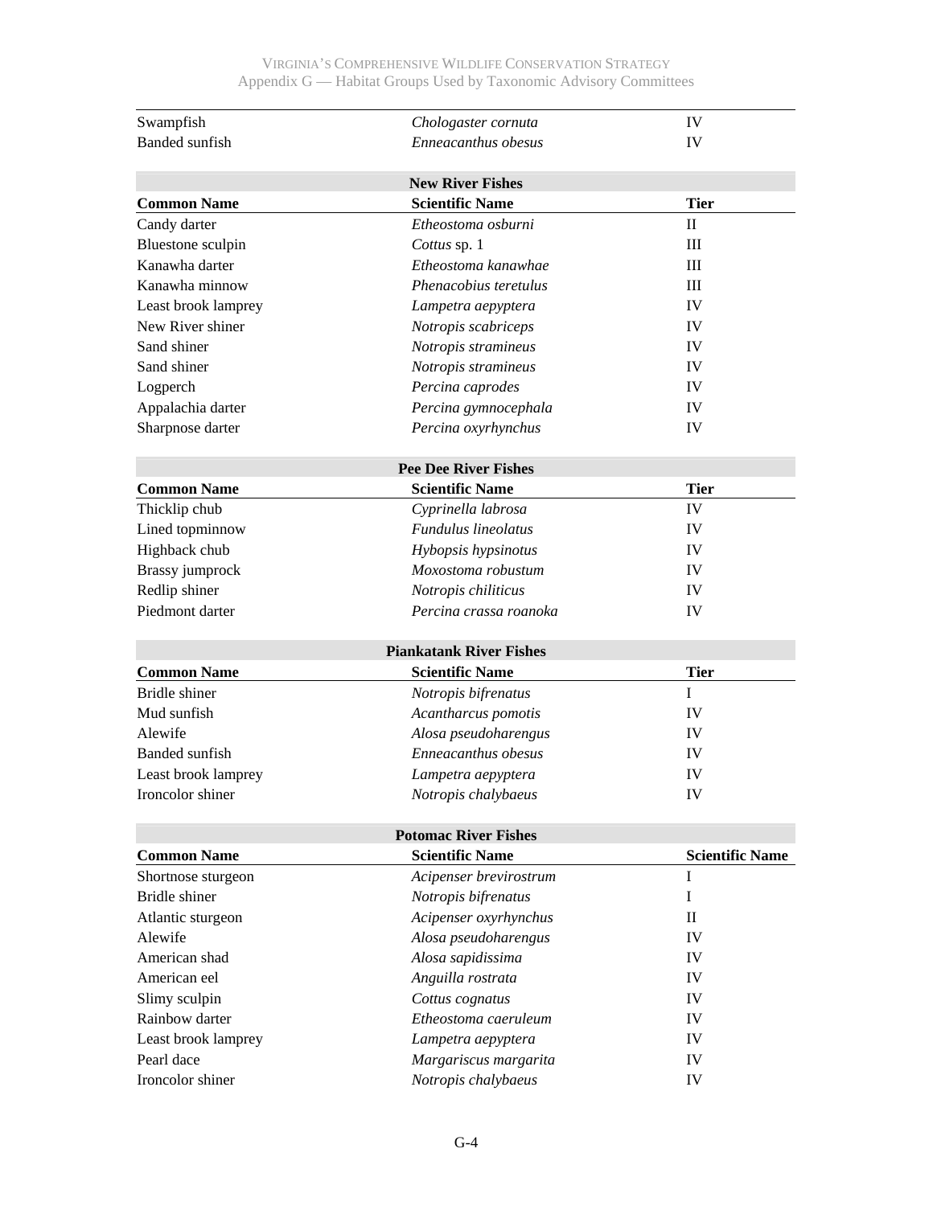| | | |
|---|---|---|
| Swampfish | *Chologaster cornuta* | IV |
| Banded sunfish | *Enneacanthus obesus* | IV |

| New River Fishes | | |
|---|---|---|
| **Common Name** | **Scientific Name** | **Tier** |
| Candy darter | *Etheostoma osburni* | II |
| Bluestone sculpin | *Cottus* sp. 1 | III |
| Kanawha darter | *Etheostoma kanawhae* | III |
| Kanawha minnow | *Phenacobius teretulus* | III |
| Least brook lamprey | *Lampetra aepyptera* | IV |
| New River shiner | *Notropis scabriceps* | IV |
| Sand shiner | *Notropis stramineus* | IV |
| Sand shiner | *Notropis stramineus* | IV |
| Logperch | *Percina caprodes* | IV |
| Appalachia darter | *Percina gymnocephala* | IV |
| Sharpnose darter | *Percina oxyrhynchus* | IV |

| Pee Dee River Fishes | | |
|---|---|---|
| **Common Name** | **Scientific Name** | **Tier** |
| Thicklip chub | *Cyprinella labrosa* | IV |
| Lined topminnow | *Fundulus lineolatus* | IV |
| Highback chub | *Hybopsis hypsinotus* | IV |
| Brassy jumprock | *Moxostoma robustum* | IV |
| Redlip shiner | *Notropis chiliticus* | IV |
| Piedmont darter | *Percina crassa roanoka* | IV |

| Piankatank River Fishes | | |
|---|---|---|
| **Common Name** | **Scientific Name** | **Tier** |
| Bridle shiner | *Notropis bifrenatus* | I |
| Mud sunfish | *Acantharcus pomotis* | IV |
| Alewife | *Alosa pseudoharengus* | IV |
| Banded sunfish | *Enneacanthus obesus* | IV |
| Least brook lamprey | *Lampetra aepyptera* | IV |
| Ironcolor shiner | *Notropis chalybaeus* | IV |

| Potomac River Fishes | | |
|---|---|---|
| **Common Name** | **Scientific Name** | **Scientific Name** |
| Shortnose sturgeon | *Acipenser brevirostrum* | I |
| Bridle shiner | *Notropis bifrenatus* | I |
| Atlantic sturgeon | *Acipenser oxyrhynchus* | II |
| Alewife | *Alosa pseudoharengus* | IV |
| American shad | *Alosa sapidissima* | IV |
| American eel | *Anguilla rostrata* | IV |
| Slimy sculpin | *Cottus cognatus* | IV |
| Rainbow darter | *Etheostoma caeruleum* | IV |
| Least brook lamprey | *Lampetra aepyptera* | IV |
| Pearl dace | *Margariscus margarita* | IV |
| Ironcolor shiner | *Notropis chalybaeus* | IV |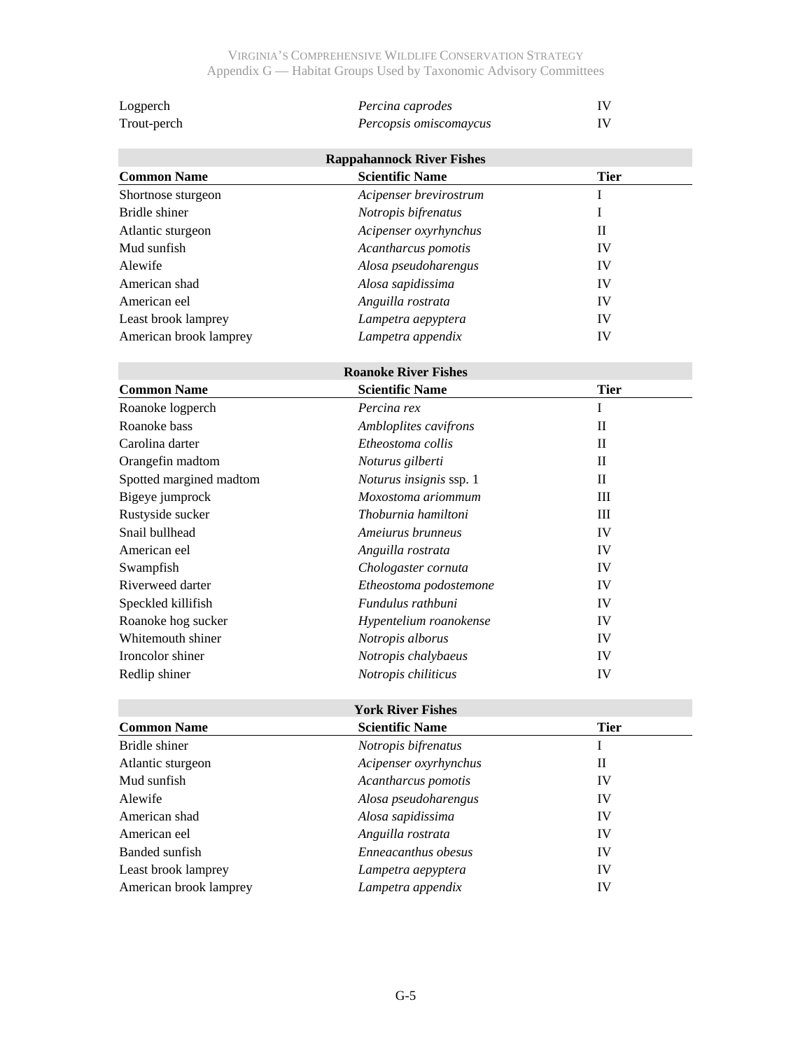| Common Name | Scientific Name | Tier |
|---|---|---|
| Logperch | *Percina caprodes* | IV |
| Trout-perch | *Percopsis omiscomaycus* | IV |

**Rappahannock River Fishes**

| Common Name | Scientific Name | Tier |
|---|---|---|
| Shortnose sturgeon | *Acipenser brevirostrum* | I |
| Bridle shiner | *Notropis bifrenatus* | I |
| Atlantic sturgeon | *Acipenser oxyrhynchus* | II |
| Mud sunfish | *Acantharcus pomotis* | IV |
| Alewife | *Alosa pseudoharengus* | IV |
| American shad | *Alosa sapidissima* | IV |
| American eel | *Anguilla rostrata* | IV |
| Least brook lamprey | *Lampetra aepyptera* | IV |
| American brook lamprey | *Lampetra appendix* | IV |

**Roanoke River Fishes**

| Common Name | Scientific Name | Tier |
|---|---|---|
| Roanoke logperch | *Percina rex* | I |
| Roanoke bass | *Ambloplites cavifrons* | II |
| Carolina darter | *Etheostoma collis* | II |
| Orangefin madtom | *Noturus gilberti* | II |
| Spotted margined madtom | *Noturus insignis* ssp. 1 | II |
| Bigeye jumprock | *Moxostoma ariommum* | III |
| Rustyside sucker | *Thoburnia hamiltoni* | III |
| Snail bullhead | *Ameiurus brunneus* | IV |
| American eel | *Anguilla rostrata* | IV |
| Swampfish | *Chologaster cornuta* | IV |
| Riverweed darter | *Etheostoma podostemone* | IV |
| Speckled killifish | *Fundulus rathbuni* | IV |
| Roanoke hog sucker | *Hypentelium roanokense* | IV |
| Whitemouth shiner | *Notropis alborus* | IV |
| Ironcolor shiner | *Notropis chalybaeus* | IV |
| Redlip shiner | *Notropis chiliticus* | IV |

**York River Fishes**

| Common Name | Scientific Name | Tier |
|---|---|---|
| Bridle shiner | *Notropis bifrenatus* | I |
| Atlantic sturgeon | *Acipenser oxyrhynchus* | II |
| Mud sunfish | *Acantharcus pomotis* | IV |
| Alewife | *Alosa pseudoharengus* | IV |
| American shad | *Alosa sapidissima* | IV |
| American eel | *Anguilla rostrata* | IV |
| Banded sunfish | *Enneacanthus obesus* | IV |
| Least brook lamprey | *Lampetra aepyptera* | IV |
| American brook lamprey | *Lampetra appendix* | IV |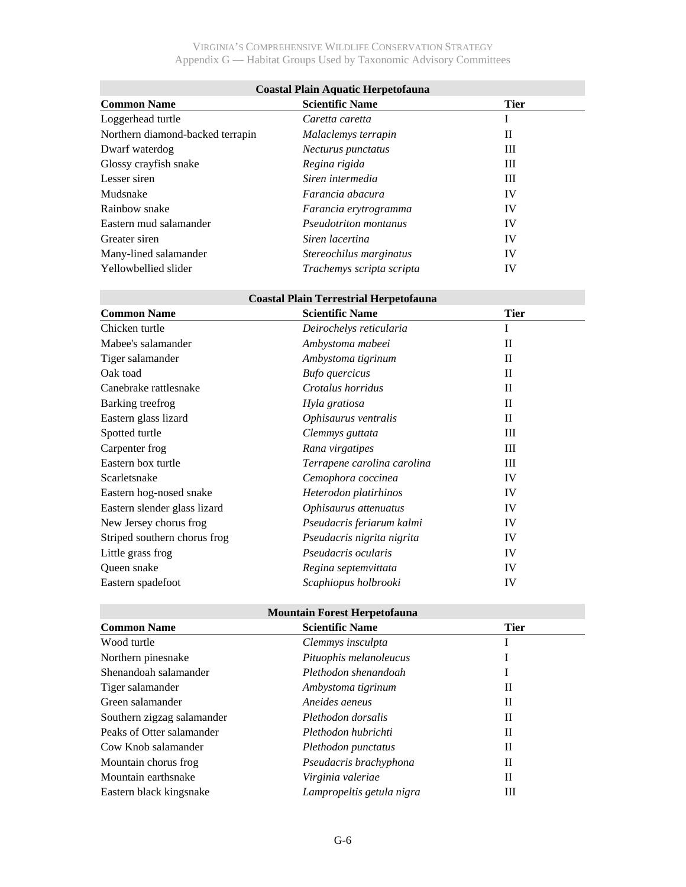| Coastal Plain Aquatic Herpetofauna | | |
|---|---|---|
| **Common Name** | **Scientific Name** | **Tier** |
| Loggerhead turtle | *Caretta caretta* | I |
| Northern diamond-backed terrapin | *Malaclemys terrapin* | II |
| Dwarf waterdog | *Necturus punctatus* | III |
| Glossy crayfish snake | *Regina rigida* | III |
| Lesser siren | *Siren intermedia* | III |
| Mudsnake | *Farancia abacura* | IV |
| Rainbow snake | *Farancia erytrogramma* | IV |
| Eastern mud salamander | *Pseudotriton montanus* | IV |
| Greater siren | *Siren lacertina* | IV |
| Many-lined salamander | *Stereochilus marginatus* | IV |
| Yellowbellied slider | *Trachemys scripta scripta* | IV |

| Coastal Plain Terrestrial Herpetofauna | | |
|---|---|---|
| **Common Name** | **Scientific Name** | **Tier** |
| Chicken turtle | *Deirochelys reticularia* | I |
| Mabee's salamander | *Ambystoma mabeei* | II |
| Tiger salamander | *Ambystoma tigrinum* | II |
| Oak toad | *Bufo quercicus* | II |
| Canebrake rattlesnake | *Crotalus horridus* | II |
| Barking treefrog | *Hyla gratiosa* | II |
| Eastern glass lizard | *Ophisaurus ventralis* | II |
| Spotted turtle | *Clemmys guttata* | III |
| Carpenter frog | *Rana virgatipes* | III |
| Eastern box turtle | *Terrapene carolina carolina* | III |
| Scarletsnake | *Cemophora coccinea* | IV |
| Eastern hog-nosed snake | *Heterodon platirhinos* | IV |
| Eastern slender glass lizard | *Ophisaurus attenuatus* | IV |
| New Jersey chorus frog | *Pseudacris feriarum kalmi* | IV |
| Striped southern chorus frog | *Pseudacris nigrita nigrita* | IV |
| Little grass frog | *Pseudacris ocularis* | IV |
| Queen snake | *Regina septemvittata* | IV |
| Eastern spadefoot | *Scaphiopus holbrooki* | IV |

| Mountain Forest Herpetofauna | | |
|---|---|---|
| **Common Name** | **Scientific Name** | **Tier** |
| Wood turtle | *Clemmys insculpta* | I |
| Northern pinesnake | *Pituophis melanoleucus* | I |
| Shenandoah salamander | *Plethodon shenandoah* | I |
| Tiger salamander | *Ambystoma tigrinum* | II |
| Green salamander | *Aneides aeneus* | II |
| Southern zigzag salamander | *Plethodon dorsalis* | II |
| Peaks of Otter salamander | *Plethodon hubrichti* | II |
| Cow Knob salamander | *Plethodon punctatus* | II |
| Mountain chorus frog | *Pseudacris brachyphona* | II |
| Mountain earthsnake | *Virginia valeriae* | II |
| Eastern black kingsnake | *Lampropeltis getula nigra* | III |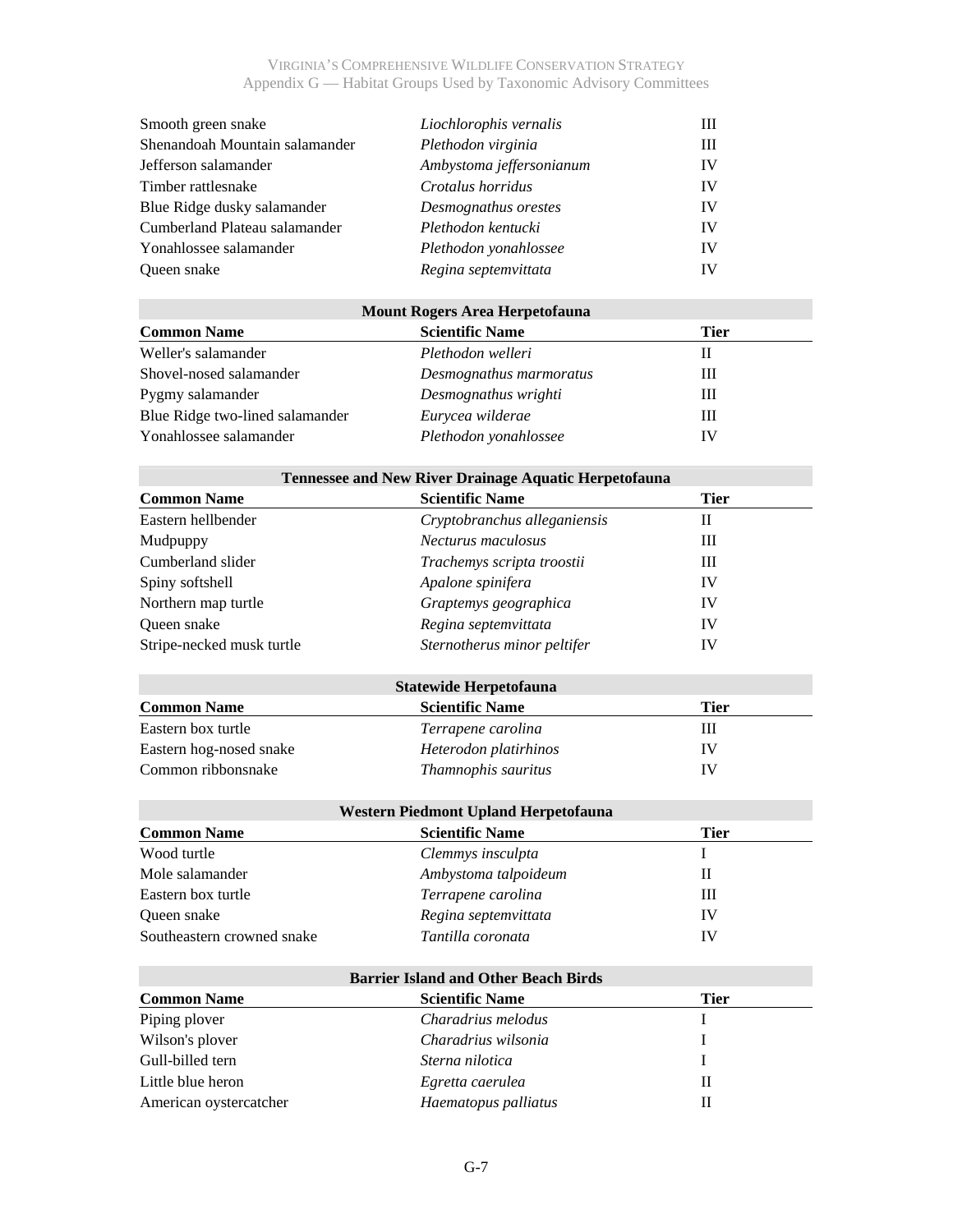| | | |
|---|---|---|
| Smooth green snake | *Liochlorophis vernalis* | III |
| Shenandoah Mountain salamander | *Plethodon virginia* | III |
| Jefferson salamander | *Ambystoma jeffersonianum* | IV |
| Timber rattlesnake | *Crotalus horridus* | IV |
| Blue Ridge dusky salamander | *Desmognathus orestes* | IV |
| Cumberland Plateau salamander | *Plethodon kentucki* | IV |
| Yonahlossee salamander | *Plethodon yonahlossee* | IV |
| Queen snake | *Regina septemvittata* | IV |

**Mount Rogers Area Herpetofauna**

| Common Name | Scientific Name | Tier |
|---|---|---|
| Weller's salamander | *Plethodon welleri* | II |
| Shovel-nosed salamander | *Desmognathus marmoratus* | III |
| Pygmy salamander | *Desmognathus wrighti* | III |
| Blue Ridge two-lined salamander | *Eurycea wilderae* | III |
| Yonahlossee salamander | *Plethodon yonahlossee* | IV |

**Tennessee and New River Drainage Aquatic Herpetofauna**

| Common Name | Scientific Name | Tier |
|---|---|---|
| Eastern hellbender | *Cryptobranchus alleganiensis* | II |
| Mudpuppy | *Necturus maculosus* | III |
| Cumberland slider | *Trachemys scripta troostii* | III |
| Spiny softshell | *Apalone spinifera* | IV |
| Northern map turtle | *Graptemys geographica* | IV |
| Queen snake | *Regina septemvittata* | IV |
| Stripe-necked musk turtle | *Sternotherus minor peltifer* | IV |

**Statewide Herpetofauna**

| Common Name | Scientific Name | Tier |
|---|---|---|
| Eastern box turtle | *Terrapene carolina* | III |
| Eastern hog-nosed snake | *Heterodon platirhinos* | IV |
| Common ribbonsnake | *Thamnophis sauritus* | IV |

**Western Piedmont Upland Herpetofauna**

| Common Name | Scientific Name | Tier |
|---|---|---|
| Wood turtle | *Clemmys insculpta* | I |
| Mole salamander | *Ambystoma talpoideum* | II |
| Eastern box turtle | *Terrapene carolina* | III |
| Queen snake | *Regina septemvittata* | IV |
| Southeastern crowned snake | *Tantilla coronata* | IV |

**Barrier Island and Other Beach Birds**

| Common Name | Scientific Name | Tier |
|---|---|---|
| Piping plover | *Charadrius melodus* | I |
| Wilson's plover | *Charadrius wilsonia* | I |
| Gull-billed tern | *Sterna nilotica* | I |
| Little blue heron | *Egretta caerulea* | II |
| American oystercatcher | *Haematopus palliatus* | II |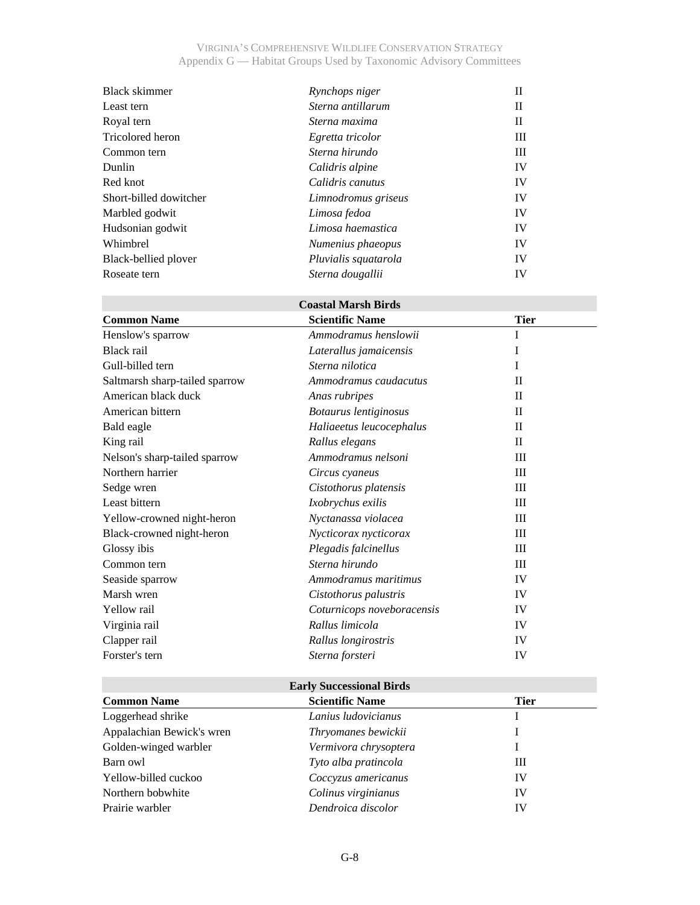| Common Name | Scientific Name | Tier |
|---|---|---|
| Black skimmer | *Rynchops niger* | II |
| Least tern | *Sterna antillarum* | II |
| Royal tern | *Sterna maxima* | II |
| Tricolored heron | *Egretta tricolor* | III |
| Common tern | *Sterna hirundo* | III |
| Dunlin | *Calidris alpine* | IV |
| Red knot | *Calidris canutus* | IV |
| Short-billed dowitcher | *Limnodromus griseus* | IV |
| Marbled godwit | *Limosa fedoa* | IV |
| Hudsonian godwit | *Limosa haemastica* | IV |
| Whimbrel | *Numenius phaeopus* | IV |
| Black-bellied plover | *Pluvialis squatarola* | IV |
| Roseate tern | *Sterna dougallii* | IV |

**Coastal Marsh Birds**

| Common Name | Scientific Name | Tier |
|---|---|---|
| Henslow's sparrow | *Ammodramus henslowii* | I |
| Black rail | *Laterallus jamaicensis* | I |
| Gull-billed tern | *Sterna nilotica* | I |
| Saltmarsh sharp-tailed sparrow | *Ammodramus caudacutus* | II |
| American black duck | *Anas rubripes* | II |
| American bittern | *Botaurus lentiginosus* | II |
| Bald eagle | *Haliaeetus leucocephalus* | II |
| King rail | *Rallus elegans* | II |
| Nelson's sharp-tailed sparrow | *Ammodramus nelsoni* | III |
| Northern harrier | *Circus cyaneus* | III |
| Sedge wren | *Cistothorus platensis* | III |
| Least bittern | *Ixobrychus exilis* | III |
| Yellow-crowned night-heron | *Nyctanassa violacea* | III |
| Black-crowned night-heron | *Nycticorax nycticorax* | III |
| Glossy ibis | *Plegadis falcinellus* | III |
| Common tern | *Sterna hirundo* | III |
| Seaside sparrow | *Ammodramus maritimus* | IV |
| Marsh wren | *Cistothorus palustris* | IV |
| Yellow rail | *Coturnicops noveboracensis* | IV |
| Virginia rail | *Rallus limicola* | IV |
| Clapper rail | *Rallus longirostris* | IV |
| Forster's tern | *Sterna forsteri* | IV |

**Early Successional Birds**

| Common Name | Scientific Name | Tier |
|---|---|---|
| Loggerhead shrike | *Lanius ludovicianus* | I |
| Appalachian Bewick's wren | *Thryomanes bewickii* | I |
| Golden-winged warbler | *Vermivora chrysoptera* | I |
| Barn owl | *Tyto alba pratincola* | III |
| Yellow-billed cuckoo | *Coccyzus americanus* | IV |
| Northern bobwhite | *Colinus virginianus* | IV |
| Prairie warbler | *Dendroica discolor* | IV |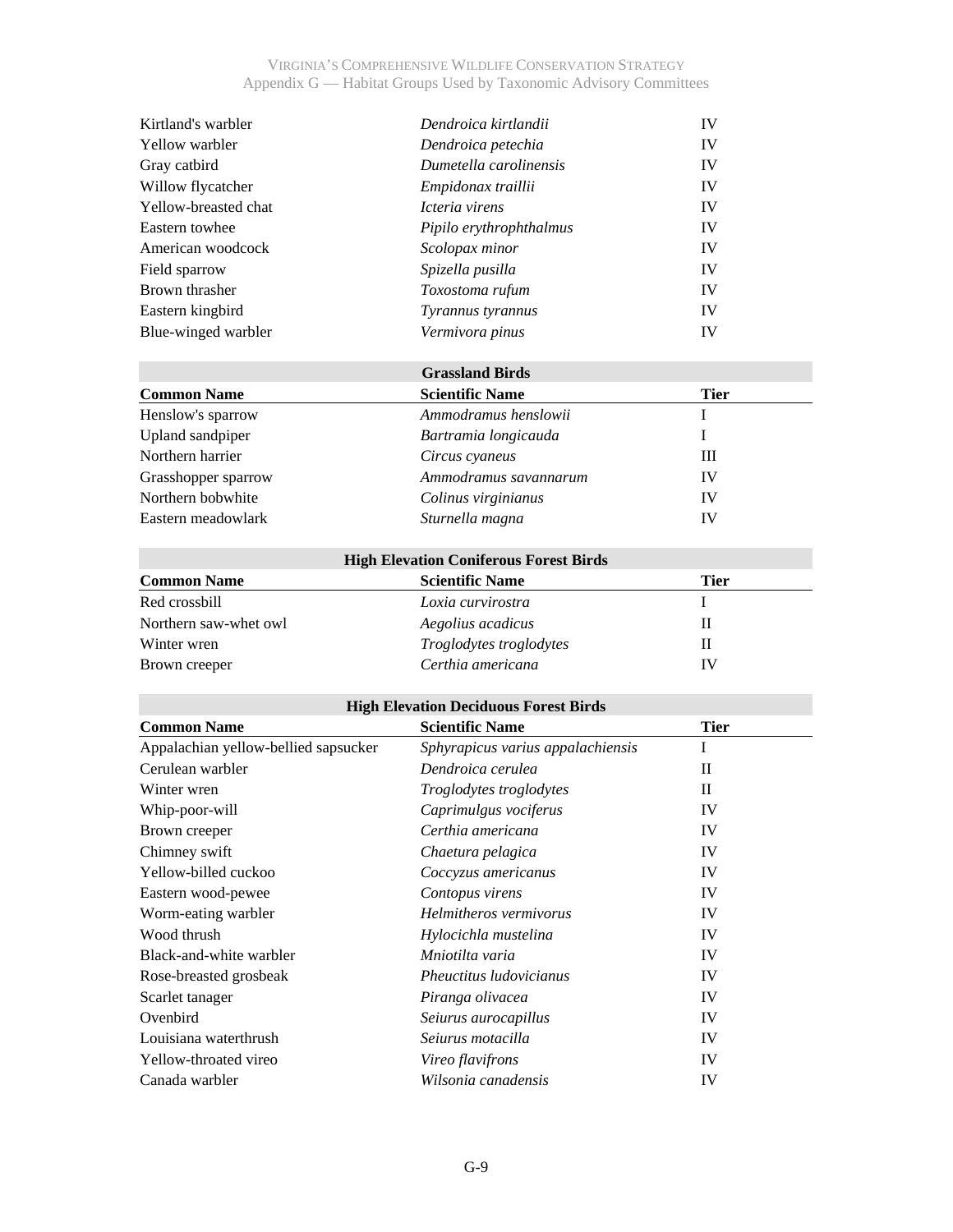| Common Name | Scientific Name | Tier |
|---|---|---|
| Kirtland's warbler | *Dendroica kirtlandii* | IV |
| Yellow warbler | *Dendroica petechia* | IV |
| Gray catbird | *Dumetella carolinensis* | IV |
| Willow flycatcher | *Empidonax traillii* | IV |
| Yellow-breasted chat | *Icteria virens* | IV |
| Eastern towhee | *Pipilo erythrophthalmus* | IV |
| American woodcock | *Scolopax minor* | IV |
| Field sparrow | *Spizella pusilla* | IV |
| Brown thrasher | *Toxostoma rufum* | IV |
| Eastern kingbird | *Tyrannus tyrannus* | IV |
| Blue-winged warbler | *Vermivora pinus* | IV |

| Grassland Birds | | |
|---|---|---|
| **Common Name** | **Scientific Name** | **Tier** |
| Henslow's sparrow | *Ammodramus henslowii* | I |
| Upland sandpiper | *Bartramia longicauda* | I |
| Northern harrier | *Circus cyaneus* | III |
| Grasshopper sparrow | *Ammodramus savannarum* | IV |
| Northern bobwhite | *Colinus virginianus* | IV |
| Eastern meadowlark | *Sturnella magna* | IV |

| High Elevation Coniferous Forest Birds | | |
|---|---|---|
| **Common Name** | **Scientific Name** | **Tier** |
| Red crossbill | *Loxia curvirostra* | I |
| Northern saw-whet owl | *Aegolius acadicus* | II |
| Winter wren | *Troglodytes troglodytes* | II |
| Brown creeper | *Certhia americana* | IV |

| High Elevation Deciduous Forest Birds | | |
|---|---|---|
| **Common Name** | **Scientific Name** | **Tier** |
| Appalachian yellow-bellied sapsucker | *Sphyrapicus varius appalachiensis* | I |
| Cerulean warbler | *Dendroica cerulea* | II |
| Winter wren | *Troglodytes troglodytes* | II |
| Whip-poor-will | *Caprimulgus vociferus* | IV |
| Brown creeper | *Certhia americana* | IV |
| Chimney swift | *Chaetura pelagica* | IV |
| Yellow-billed cuckoo | *Coccyzus americanus* | IV |
| Eastern wood-pewee | *Contopus virens* | IV |
| Worm-eating warbler | *Helmitheros vermivorus* | IV |
| Wood thrush | *Hylocichla mustelina* | IV |
| Black-and-white warbler | *Mniotilta varia* | IV |
| Rose-breasted grosbeak | *Pheuctitus ludovicianus* | IV |
| Scarlet tanager | *Piranga olivacea* | IV |
| Ovenbird | *Seiurus aurocapillus* | IV |
| Louisiana waterthrush | *Seiurus motacilla* | IV |
| Yellow-throated vireo | *Vireo flavifrons* | IV |
| Canada warbler | *Wilsonia canadensis* | IV |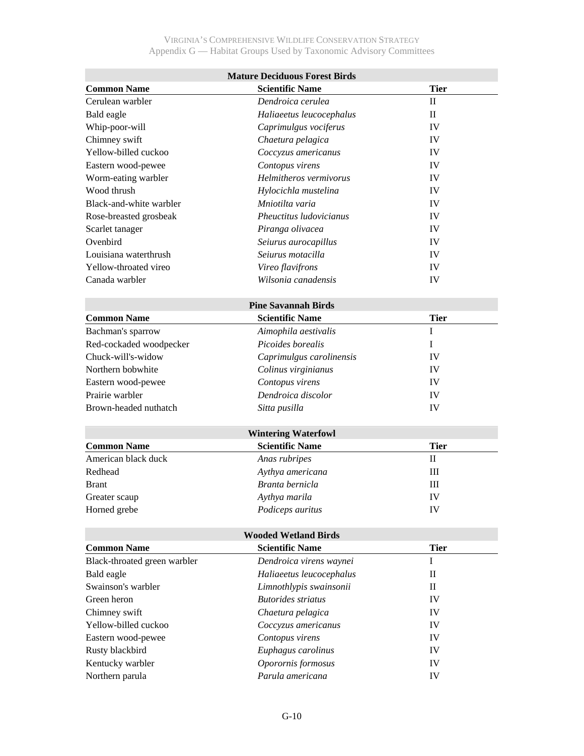| Mature Deciduous Forest Birds | | |
|---|---|---|
| **Common Name** | **Scientific Name** | **Tier** |
| Cerulean warbler | *Dendroica cerulea* | II |
| Bald eagle | *Haliaeetus leucocephalus* | II |
| Whip-poor-will | *Caprimulgus vociferus* | IV |
| Chimney swift | *Chaetura pelagica* | IV |
| Yellow-billed cuckoo | *Coccyzus americanus* | IV |
| Eastern wood-pewee | *Contopus virens* | IV |
| Worm-eating warbler | *Helmitheros vermivorus* | IV |
| Wood thrush | *Hylocichla mustelina* | IV |
| Black-and-white warbler | *Mniotilta varia* | IV |
| Rose-breasted grosbeak | *Pheuctitus ludovicianus* | IV |
| Scarlet tanager | *Piranga olivacea* | IV |
| Ovenbird | *Seiurus aurocapillus* | IV |
| Louisiana waterthrush | *Seiurus motacilla* | IV |
| Yellow-throated vireo | *Vireo flavifrons* | IV |
| Canada warbler | *Wilsonia canadensis* | IV |

| Pine Savannah Birds | | |
|---|---|---|
| **Common Name** | **Scientific Name** | **Tier** |
| Bachman's sparrow | *Aimophila aestivalis* | I |
| Red-cockaded woodpecker | *Picoides borealis* | I |
| Chuck-will's-widow | *Caprimulgus carolinensis* | IV |
| Northern bobwhite | *Colinus virginianus* | IV |
| Eastern wood-pewee | *Contopus virens* | IV |
| Prairie warbler | *Dendroica discolor* | IV |
| Brown-headed nuthatch | *Sitta pusilla* | IV |

| Wintering Waterfowl | | |
|---|---|---|
| **Common Name** | **Scientific Name** | **Tier** |
| American black duck | *Anas rubripes* | II |
| Redhead | *Aythya americana* | III |
| Brant | *Branta bernicla* | III |
| Greater scaup | *Aythya marila* | IV |
| Horned grebe | *Podiceps auritus* | IV |

| Wooded Wetland Birds | | |
|---|---|---|
| **Common Name** | **Scientific Name** | **Tier** |
| Black-throated green warbler | *Dendroica virens waynei* | I |
| Bald eagle | *Haliaeetus leucocephalus* | II |
| Swainson's warbler | *Limnothlypis swainsonii* | II |
| Green heron | *Butorides striatus* | IV |
| Chimney swift | *Chaetura pelagica* | IV |
| Yellow-billed cuckoo | *Coccyzus americanus* | IV |
| Eastern wood-pewee | *Contopus virens* | IV |
| Rusty blackbird | *Euphagus carolinus* | IV |
| Kentucky warbler | *Oporornis formosus* | IV |
| Northern parula | *Parula americana* | IV |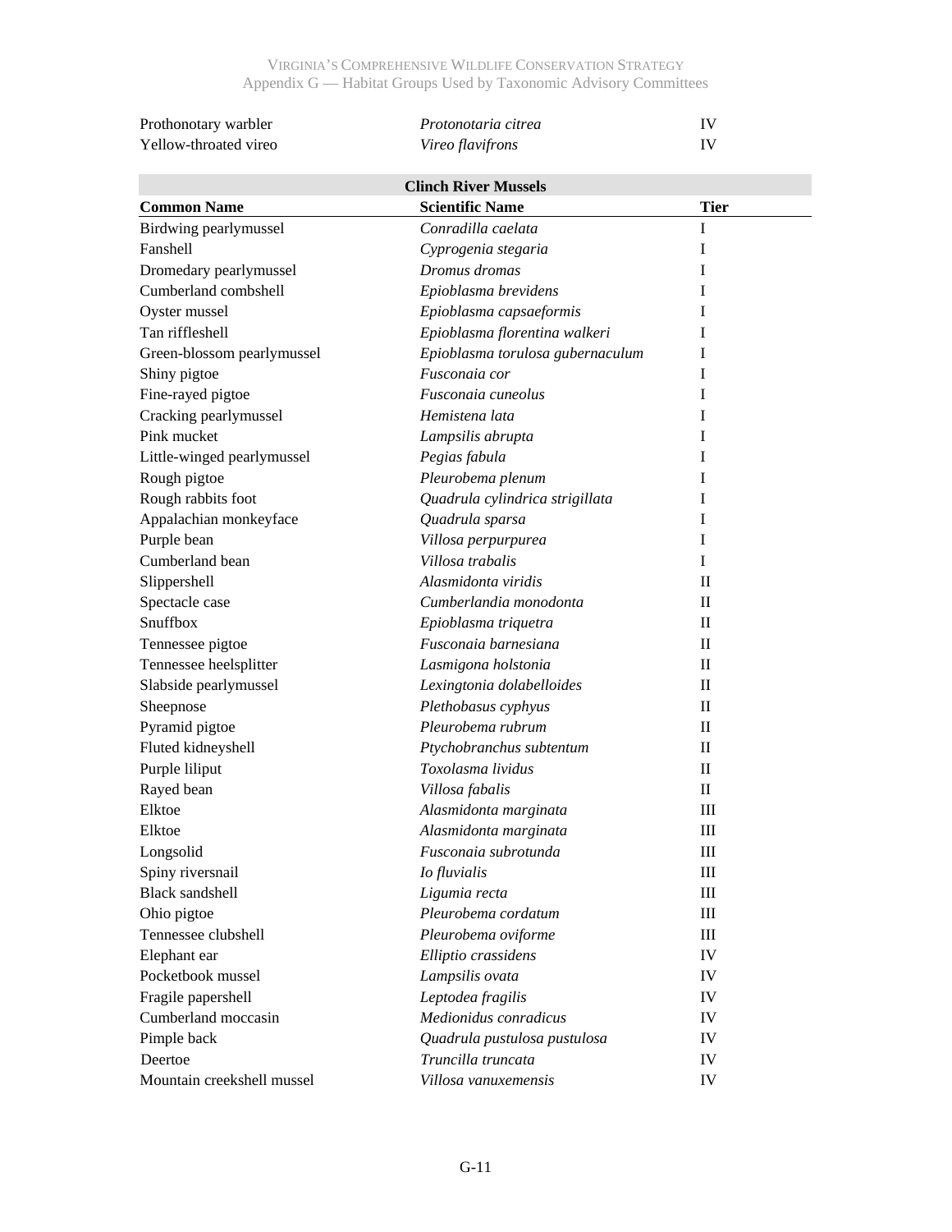| | | |
|---|---|---|
| Prothonotary warbler | *Protonotaria citrea* | IV |
| Yellow-throated vireo | *Vireo flavifrons* | IV |

**Clinch River Mussels**

| Common Name | Scientific Name | Tier |
|---|---|---|
| Birdwing pearlymussel | *Conradilla caelata* | I |
| Fanshell | *Cyprogenia stegaria* | I |
| Dromedary pearlymussel | *Dromus dromas* | I |
| Cumberland combshell | *Epioblasma brevidens* | I |
| Oyster mussel | *Epioblasma capsaeformis* | I |
| Tan riffleshell | *Epioblasma florentina walkeri* | I |
| Green-blossom pearlymussel | *Epioblasma torulosa gubernaculum* | I |
| Shiny pigtoe | *Fusconaia cor* | I |
| Fine-rayed pigtoe | *Fusconaia cuneolus* | I |
| Cracking pearlymussel | *Hemistena lata* | I |
| Pink mucket | *Lampsilis abrupta* | I |
| Little-winged pearlymussel | *Pegias fabula* | I |
| Rough pigtoe | *Pleurobema plenum* | I |
| Rough rabbits foot | *Quadrula cylindrica strigillata* | I |
| Appalachian monkeyface | *Quadrula sparsa* | I |
| Purple bean | *Villosa perpurpurea* | I |
| Cumberland bean | *Villosa trabalis* | I |
| Slippershell | *Alasmidonta viridis* | II |
| Spectacle case | *Cumberlandia monodonta* | II |
| Snuffbox | *Epioblasma triquetra* | II |
| Tennessee pigtoe | *Fusconaia barnesiana* | II |
| Tennessee heelsplitter | *Lasmigona holstonia* | II |
| Slabside pearlymussel | *Lexingtonia dolabelloides* | II |
| Sheepnose | *Plethobasus cyphyus* | II |
| Pyramid pigtoe | *Pleurobema rubrum* | II |
| Fluted kidneyshell | *Ptychobranchus subtentum* | II |
| Purple liliput | *Toxolasma lividus* | II |
| Rayed bean | *Villosa fabalis* | II |
| Elktoe | *Alasmidonta marginata* | III |
| Elktoe | *Alasmidonta marginata* | III |
| Longsolid | *Fusconaia subrotunda* | III |
| Spiny riversnail | *Io fluvialis* | III |
| Black sandshell | *Ligumia recta* | III |
| Ohio pigtoe | *Pleurobema cordatum* | III |
| Tennessee clubshell | *Pleurobema oviforme* | III |
| Elephant ear | *Elliptio crassidens* | IV |
| Pocketbook mussel | *Lampsilis ovata* | IV |
| Fragile papershell | *Leptodea fragilis* | IV |
| Cumberland moccasin | *Medionidus conradicus* | IV |
| Pimple back | *Quadrula pustulosa pustulosa* | IV |
| Deertoe | *Truncilla truncata* | IV |
| Mountain creekshell mussel | *Villosa vanuxemensis* | IV |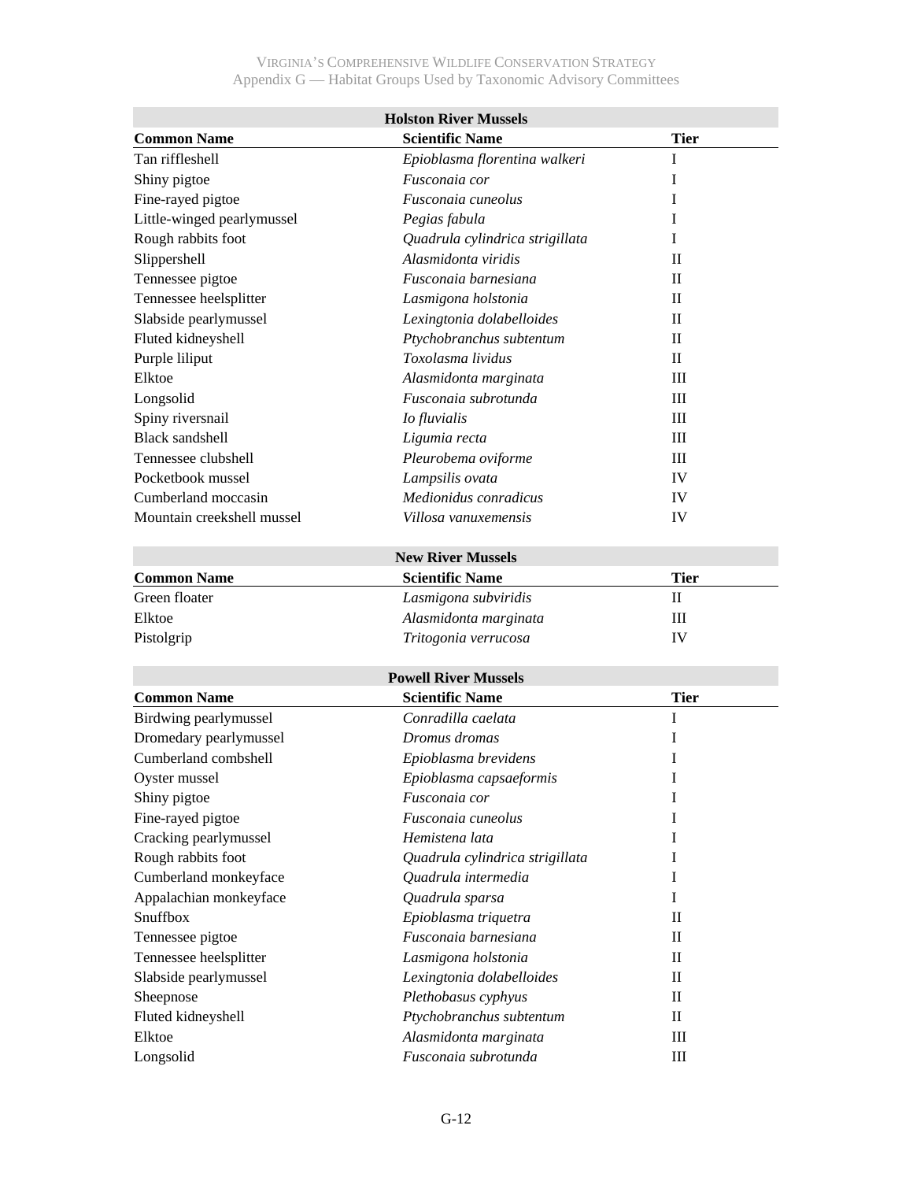| Holston River Mussels | | |
|---|---|---|
| **Common Name** | **Scientific Name** | **Tier** |
| Tan riffleshell | *Epioblasma florentina walkeri* | I |
| Shiny pigtoe | *Fusconaia cor* | I |
| Fine-rayed pigtoe | *Fusconaia cuneolus* | I |
| Little-winged pearlymussel | *Pegias fabula* | I |
| Rough rabbits foot | *Quadrula cylindrica strigillata* | I |
| Slippershell | *Alasmidonta viridis* | II |
| Tennessee pigtoe | *Fusconaia barnesiana* | II |
| Tennessee heelsplitter | *Lasmigona holstonia* | II |
| Slabside pearlymussel | *Lexingtonia dolabelloides* | II |
| Fluted kidneyshell | *Ptychobranchus subtentum* | II |
| Purple liliput | *Toxolasma lividus* | II |
| Elktoe | *Alasmidonta marginata* | III |
| Longsolid | *Fusconaia subrotunda* | III |
| Spiny riversnail | *Io fluvialis* | III |
| Black sandshell | *Ligumia recta* | III |
| Tennessee clubshell | *Pleurobema oviforme* | III |
| Pocketbook mussel | *Lampsilis ovata* | IV |
| Cumberland moccasin | *Medionidus conradicus* | IV |
| Mountain creekshell mussel | *Villosa vanuxemensis* | IV |

| New River Mussels | | |
|---|---|---|
| **Common Name** | **Scientific Name** | **Tier** |
| Green floater | *Lasmigona subviridis* | II |
| Elktoe | *Alasmidonta marginata* | III |
| Pistolgrip | *Tritogonia verrucosa* | IV |

| Powell River Mussels | | |
|---|---|---|
| **Common Name** | **Scientific Name** | **Tier** |
| Birdwing pearlymussel | *Conradilla caelata* | I |
| Dromedary pearlymussel | *Dromus dromas* | I |
| Cumberland combshell | *Epioblasma brevidens* | I |
| Oyster mussel | *Epioblasma capsaeformis* | I |
| Shiny pigtoe | *Fusconaia cor* | I |
| Fine-rayed pigtoe | *Fusconaia cuneolus* | I |
| Cracking pearlymussel | *Hemistena lata* | I |
| Rough rabbits foot | *Quadrula cylindrica strigillata* | I |
| Cumberland monkeyface | *Quadrula intermedia* | I |
| Appalachian monkeyface | *Quadrula sparsa* | I |
| Snuffbox | *Epioblasma triquetra* | II |
| Tennessee pigtoe | *Fusconaia barnesiana* | II |
| Tennessee heelsplitter | *Lasmigona holstonia* | II |
| Slabside pearlymussel | *Lexingtonia dolabelloides* | II |
| Sheepnose | *Plethobasus cyphyus* | II |
| Fluted kidneyshell | *Ptychobranchus subtentum* | II |
| Elktoe | *Alasmidonta marginata* | III |
| Longsolid | *Fusconaia subrotunda* | III |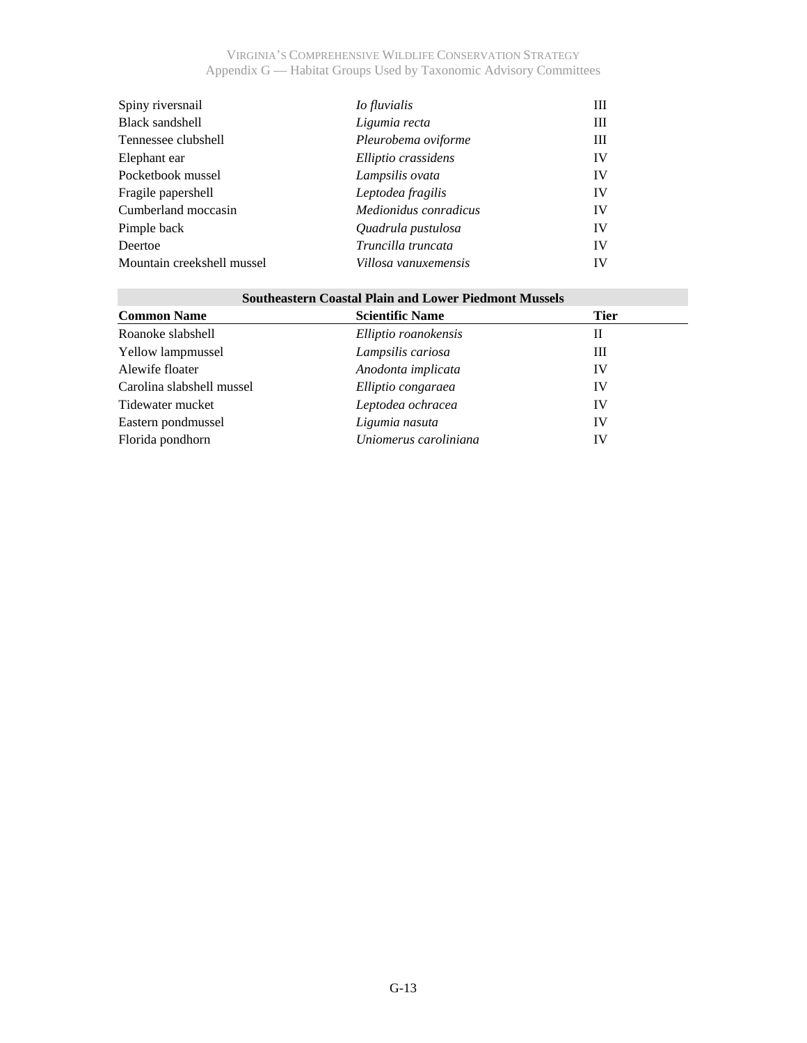| | | |
|---|---|---|
| Spiny riversnail | *Io fluvialis* | III |
| Black sandshell | *Ligumia recta* | III |
| Tennessee clubshell | *Pleurobema oviforme* | III |
| Elephant ear | *Elliptio crassidens* | IV |
| Pocketbook mussel | *Lampsilis ovata* | IV |
| Fragile papershell | *Leptodea fragilis* | IV |
| Cumberland moccasin | *Medionidus conradicus* | IV |
| Pimple back | *Quadrula pustulosa* | IV |
| Deertoe | *Truncilla truncata* | IV |
| Mountain creekshell mussel | *Villosa vanuxemensis* | IV |

**Southeastern Coastal Plain and Lower Piedmont Mussels**

| Common Name | Scientific Name | Tier |
|---|---|---|
| Roanoke slabshell | *Elliptio roanokensis* | II |
| Yellow lampmussel | *Lampsilis cariosa* | III |
| Alewife floater | *Anodonta implicata* | IV |
| Carolina slabshell mussel | *Elliptio congaraea* | IV |
| Tidewater mucket | *Leptodea ochracea* | IV |
| Eastern pondmussel | *Ligumia nasuta* | IV |
| Florida pondhorn | *Uniomerus caroliniana* | IV |